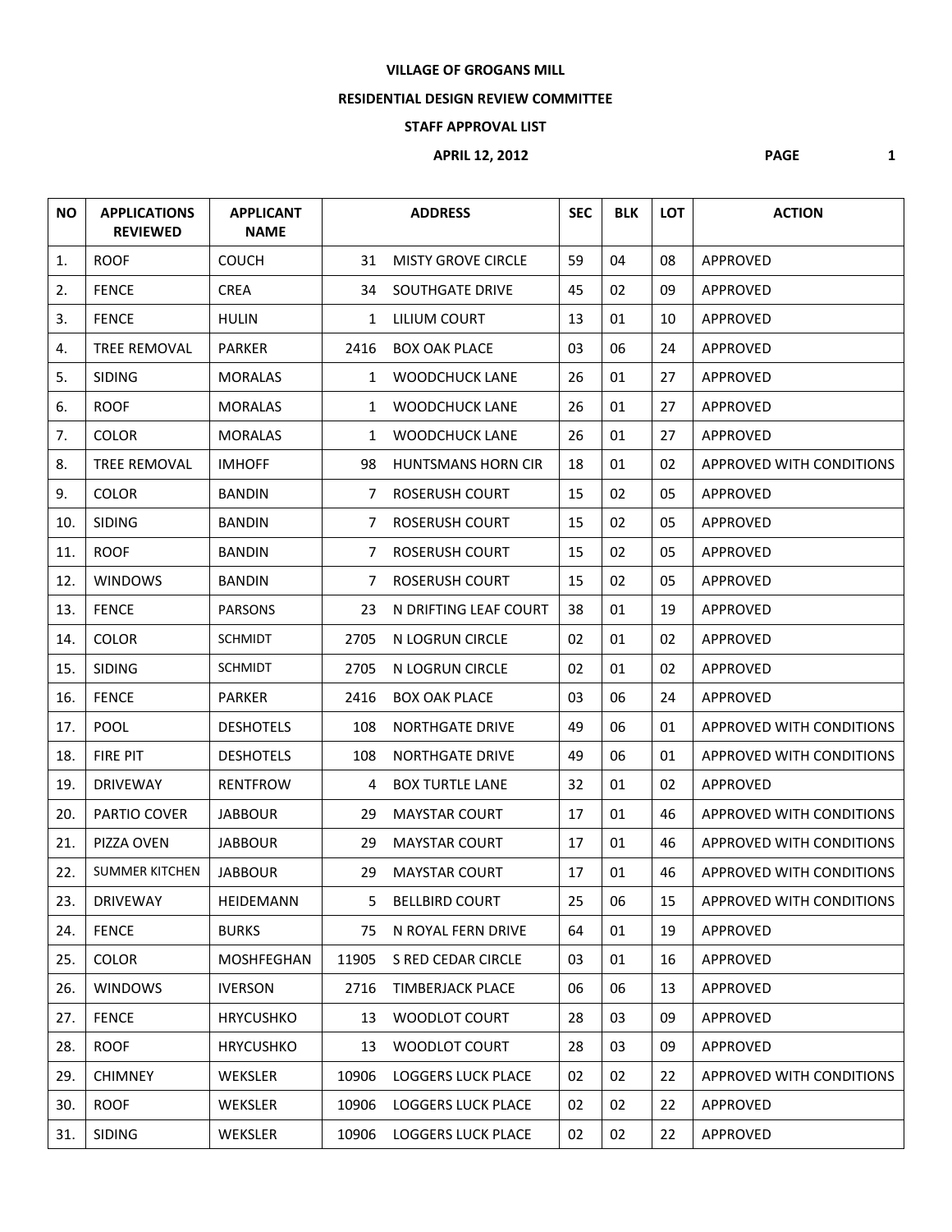**VILLAGE OF GROGANS MILL**

**RESIDENTIAL DESIGN REVIEW COMMITTEE**

**STAFF APPROVAL LIST**

**APRIL 12, 2012**

| NO | APPLICATIONS REVIEWED | APPLICANT NAME | ADDRESS | | SEC | BLK | LOT | ACTION |
|---|---|---|---|---|---|---|---|---|
| 1. | ROOF | COUCH | 31 | MISTY GROVE CIRCLE | 59 | 04 | 08 | APPROVED |
| 2. | FENCE | CREA | 34 | SOUTHGATE DRIVE | 45 | 02 | 09 | APPROVED |
| 3. | FENCE | HULIN | 1 | LILIUM COURT | 13 | 01 | 10 | APPROVED |
| 4. | TREE REMOVAL | PARKER | 2416 | BOX OAK PLACE | 03 | 06 | 24 | APPROVED |
| 5. | SIDING | MORALAS | 1 | WOODCHUCK LANE | 26 | 01 | 27 | APPROVED |
| 6. | ROOF | MORALAS | 1 | WOODCHUCK LANE | 26 | 01 | 27 | APPROVED |
| 7. | COLOR | MORALAS | 1 | WOODCHUCK LANE | 26 | 01 | 27 | APPROVED |
| 8. | TREE REMOVAL | IMHOFF | 98 | HUNTSMANS HORN CIR | 18 | 01 | 02 | APPROVED WITH CONDITIONS |
| 9. | COLOR | BANDIN | 7 | ROSERUSH COURT | 15 | 02 | 05 | APPROVED |
| 10. | SIDING | BANDIN | 7 | ROSERUSH COURT | 15 | 02 | 05 | APPROVED |
| 11. | ROOF | BANDIN | 7 | ROSERUSH COURT | 15 | 02 | 05 | APPROVED |
| 12. | WINDOWS | BANDIN | 7 | ROSERUSH COURT | 15 | 02 | 05 | APPROVED |
| 13. | FENCE | PARSONS | 23 | N DRIFTING LEAF COURT | 38 | 01 | 19 | APPROVED |
| 14. | COLOR | SCHMIDT | 2705 | N LOGRUN CIRCLE | 02 | 01 | 02 | APPROVED |
| 15. | SIDING | SCHMIDT | 2705 | N LOGRUN CIRCLE | 02 | 01 | 02 | APPROVED |
| 16. | FENCE | PARKER | 2416 | BOX OAK PLACE | 03 | 06 | 24 | APPROVED |
| 17. | POOL | DESHOTELS | 108 | NORTHGATE DRIVE | 49 | 06 | 01 | APPROVED WITH CONDITIONS |
| 18. | FIRE PIT | DESHOTELS | 108 | NORTHGATE DRIVE | 49 | 06 | 01 | APPROVED WITH CONDITIONS |
| 19. | DRIVEWAY | RENTFROW | 4 | BOX TURTLE LANE | 32 | 01 | 02 | APPROVED |
| 20. | PARTIO COVER | JABBOUR | 29 | MAYSTAR COURT | 17 | 01 | 46 | APPROVED WITH CONDITIONS |
| 21. | PIZZA OVEN | JABBOUR | 29 | MAYSTAR COURT | 17 | 01 | 46 | APPROVED WITH CONDITIONS |
| 22. | SUMMER KITCHEN | JABBOUR | 29 | MAYSTAR COURT | 17 | 01 | 46 | APPROVED WITH CONDITIONS |
| 23. | DRIVEWAY | HEIDEMANN | 5 | BELLBIRD COURT | 25 | 06 | 15 | APPROVED WITH CONDITIONS |
| 24. | FENCE | BURKS | 75 | N ROYAL FERN DRIVE | 64 | 01 | 19 | APPROVED |
| 25. | COLOR | MOSHFEGHAN | 11905 | S RED CEDAR CIRCLE | 03 | 01 | 16 | APPROVED |
| 26. | WINDOWS | IVERSON | 2716 | TIMBERJACK PLACE | 06 | 06 | 13 | APPROVED |
| 27. | FENCE | HRYCUSHKO | 13 | WOODLOT COURT | 28 | 03 | 09 | APPROVED |
| 28. | ROOF | HRYCUSHKO | 13 | WOODLOT COURT | 28 | 03 | 09 | APPROVED |
| 29. | CHIMNEY | WEKSLER | 10906 | LOGGERS LUCK PLACE | 02 | 02 | 22 | APPROVED WITH CONDITIONS |
| 30. | ROOF | WEKSLER | 10906 | LOGGERS LUCK PLACE | 02 | 02 | 22 | APPROVED |
| 31. | SIDING | WEKSLER | 10906 | LOGGERS LUCK PLACE | 02 | 02 | 22 | APPROVED |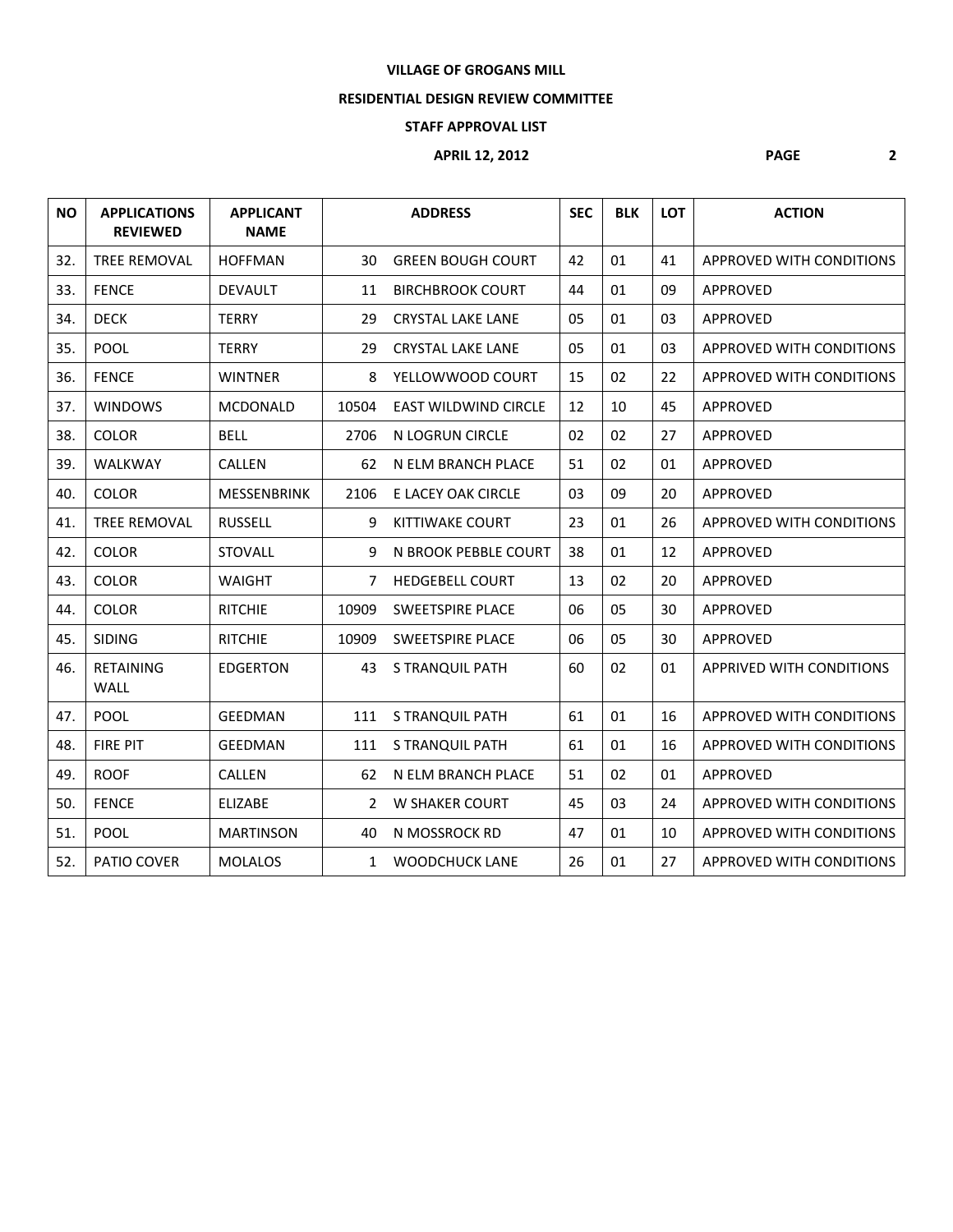**VILLAGE OF GROGANS MILL**

**RESIDENTIAL DESIGN REVIEW COMMITTEE**

**STAFF APPROVAL LIST**

**APRIL 12, 2012**

| NO | APPLICATIONS REVIEWED | APPLICANT NAME | ADDRESS | | SEC | BLK | LOT | ACTION |
|---|---|---|---|---|---|---|---|---|
| 32. | TREE REMOVAL | HOFFMAN | 30 | GREEN BOUGH COURT | 42 | 01 | 41 | APPROVED WITH CONDITIONS |
| 33. | FENCE | DEVAULT | 11 | BIRCHBROOK COURT | 44 | 01 | 09 | APPROVED |
| 34. | DECK | TERRY | 29 | CRYSTAL LAKE LANE | 05 | 01 | 03 | APPROVED |
| 35. | POOL | TERRY | 29 | CRYSTAL LAKE LANE | 05 | 01 | 03 | APPROVED WITH CONDITIONS |
| 36. | FENCE | WINTNER | 8 | YELLOWWOOD COURT | 15 | 02 | 22 | APPROVED WITH CONDITIONS |
| 37. | WINDOWS | MCDONALD | 10504 | EAST WILDWIND CIRCLE | 12 | 10 | 45 | APPROVED |
| 38. | COLOR | BELL | 2706 | N LOGRUN CIRCLE | 02 | 02 | 27 | APPROVED |
| 39. | WALKWAY | CALLEN | 62 | N ELM BRANCH PLACE | 51 | 02 | 01 | APPROVED |
| 40. | COLOR | MESSENBRINK | 2106 | E LACEY OAK CIRCLE | 03 | 09 | 20 | APPROVED |
| 41. | TREE REMOVAL | RUSSELL | 9 | KITTIWAKE COURT | 23 | 01 | 26 | APPROVED WITH CONDITIONS |
| 42. | COLOR | STOVALL | 9 | N BROOK PEBBLE COURT | 38 | 01 | 12 | APPROVED |
| 43. | COLOR | WAIGHT | 7 | HEDGEBELL COURT | 13 | 02 | 20 | APPROVED |
| 44. | COLOR | RITCHIE | 10909 | SWEETSPIRE PLACE | 06 | 05 | 30 | APPROVED |
| 45. | SIDING | RITCHIE | 10909 | SWEETSPIRE PLACE | 06 | 05 | 30 | APPROVED |
| 46. | RETAINING WALL | EDGERTON | 43 | S TRANQUIL PATH | 60 | 02 | 01 | APPRIVED WITH CONDITIONS |
| 47. | POOL | GEEDMAN | 111 | S TRANQUIL PATH | 61 | 01 | 16 | APPROVED WITH CONDITIONS |
| 48. | FIRE PIT | GEEDMAN | 111 | S TRANQUIL PATH | 61 | 01 | 16 | APPROVED WITH CONDITIONS |
| 49. | ROOF | CALLEN | 62 | N ELM BRANCH PLACE | 51 | 02 | 01 | APPROVED |
| 50. | FENCE | ELIZABE | 2 | W SHAKER COURT | 45 | 03 | 24 | APPROVED WITH CONDITIONS |
| 51. | POOL | MARTINSON | 40 | N MOSSROCK RD | 47 | 01 | 10 | APPROVED WITH CONDITIONS |
| 52. | PATIO COVER | MOLALOS | 1 | WOODCHUCK LANE | 26 | 01 | 27 | APPROVED WITH CONDITIONS |